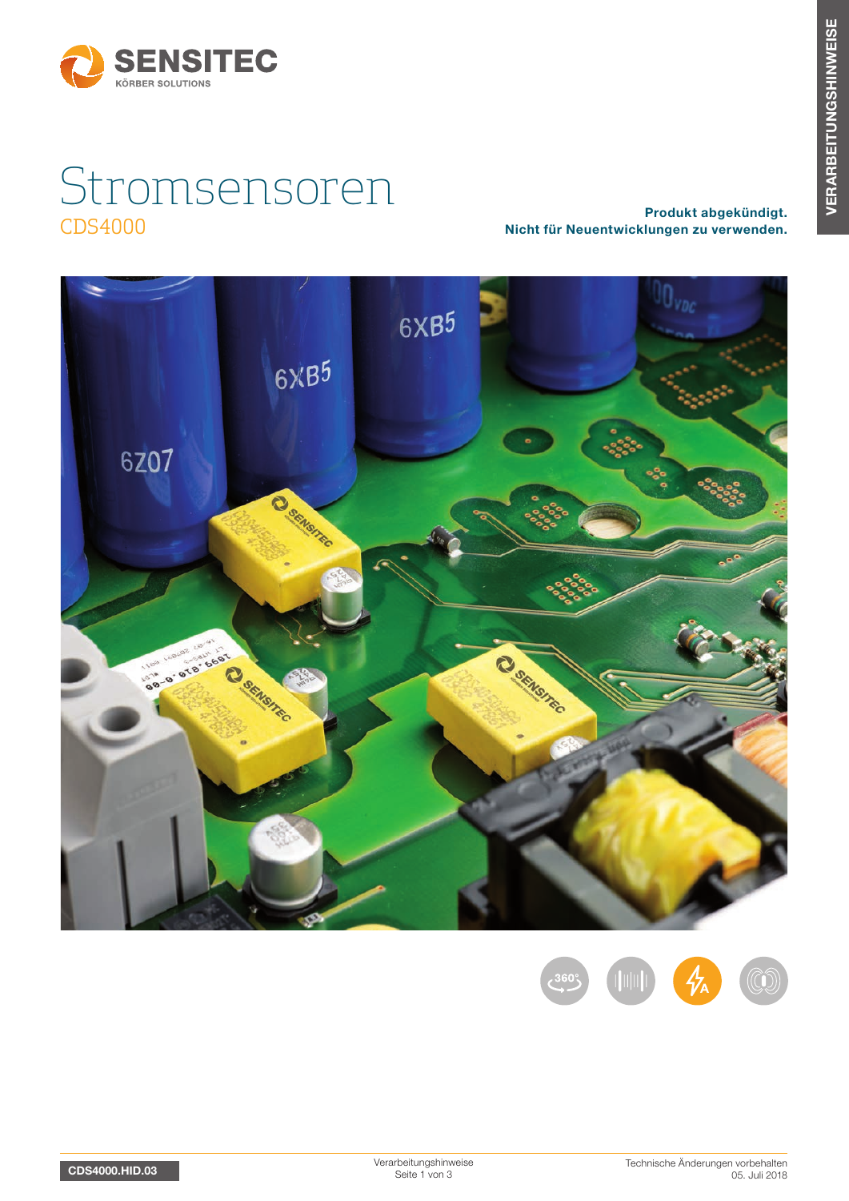SENSITEC
KÖRBER SOLUTIONS

VERARBEITUNGSHINWEISE

# Stromsensoren

## CDS4000

**Produkt abgekündigt.**
**Nicht für Neuentwicklungen zu verwenden.**

CDS4000.HID.03

Verarbeitungshinweise

Technische Änderungen vorbehalten
05. Juli 2018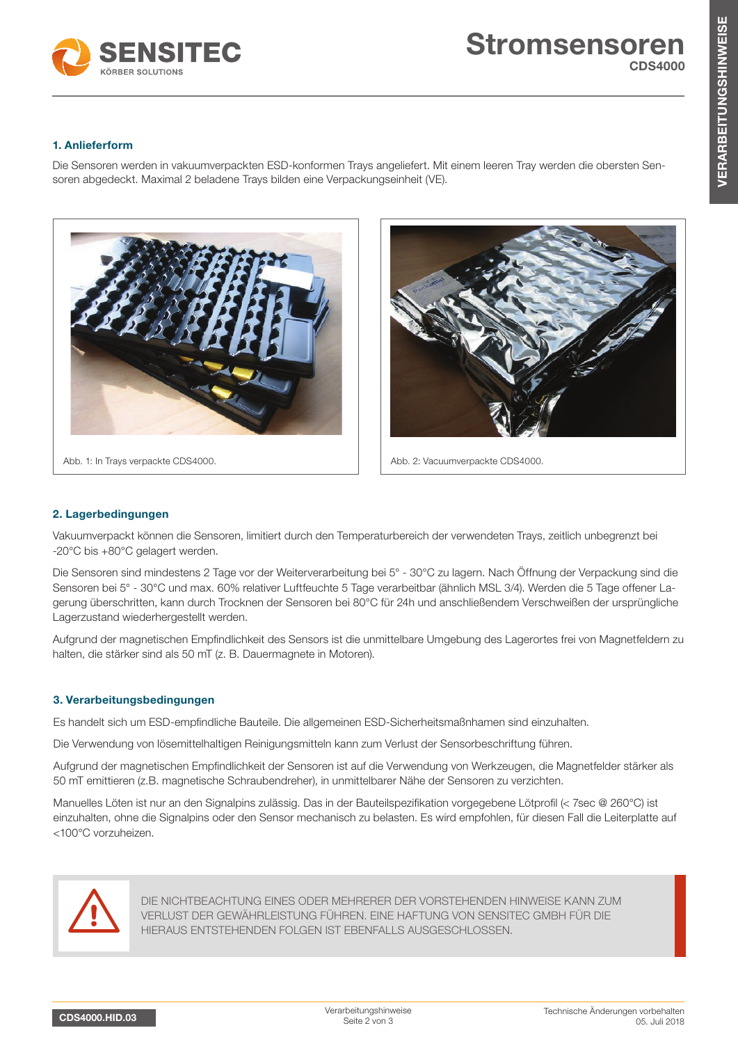## 1. Anlieferform

Die Sensoren werden in vakuumverpackten ESD-konformen Trays angeliefert. Mit einem leeren Tray werden die obersten Sensoren abgedeckt. Maximal 2 beladene Trays bilden eine Verpackungseinheit (VE).

Abb. 1: In Trays verpackte CDS4000.

Abb. 2: Vacuumverpackte CDS4000.

## 2. Lagerbedingungen

Vakuumverpackt können die Sensoren, limitiert durch den Temperaturbereich der verwendeten Trays, zeitlich unbegrenzt bei -20°C bis +80°C gelagert werden.

Die Sensoren sind mindestens 2 Tage vor der Weiterverarbeitung bei 5° - 30°C zu lagern. Nach Öffnung der Verpackung sind die Sensoren bei 5° - 30°C und max. 60% relativer Luftfeuchte 5 Tage verarbeitbar (ähnlich MSL 3/4). Werden die 5 Tage offener Lagerung überschritten, kann durch Trocknen der Sensoren bei 80°C für 24h und anschließendem Verschweißen der ursprüngliche Lagerzustand wiederhergestellt werden.

Aufgrund der magnetischen Empfindlichkeit des Sensors ist die unmittelbare Umgebung des Lagerortes frei von Magnetfeldern zu halten, die stärker sind als 50 mT (z. B. Dauermagnete in Motoren).

## 3. Verarbeitungsbedingungen

Es handelt sich um ESD-empfindliche Bauteile. Die allgemeinen ESD-Sicherheitsmaßnhamen sind einzuhalten.

Die Verwendung von lösemittelhaltigen Reinigungsmitteln kann zum Verlust der Sensorbeschriftung führen.

Aufgrund der magnetischen Empfindlichkeit der Sensoren ist auf die Verwendung von Werkzeugen, die Magnetfelder stärker als 50 mT emittieren (z.B. magnetische Schraubendreher), in unmittelbarer Nähe der Sensoren zu verzichten.

Manuelles Löten ist nur an den Signalpins zulässig. Das in der Bauteilspezifikation vorgegebene Lötprofil (< 7sec @ 260°C) ist einzuhalten, ohne die Signalpins oder den Sensor mechanisch zu belasten. Es wird empfohlen, für diesen Fall die Leiterplatte auf <100°C vorzuheizen.

DIE NICHTBEACHTUNG EINES ODER MEHRERER DER VORSTEHENDEN HINWEISE KANN ZUM VERLUST DER GEWÄHRLEISTUNG FÜHREN. EINE HAFTUNG VON SENSITEC GMBH FÜR DIE HIERAUS ENTSTEHENDEN FOLGEN IST EBENFALLS AUSGESCHLOSSEN.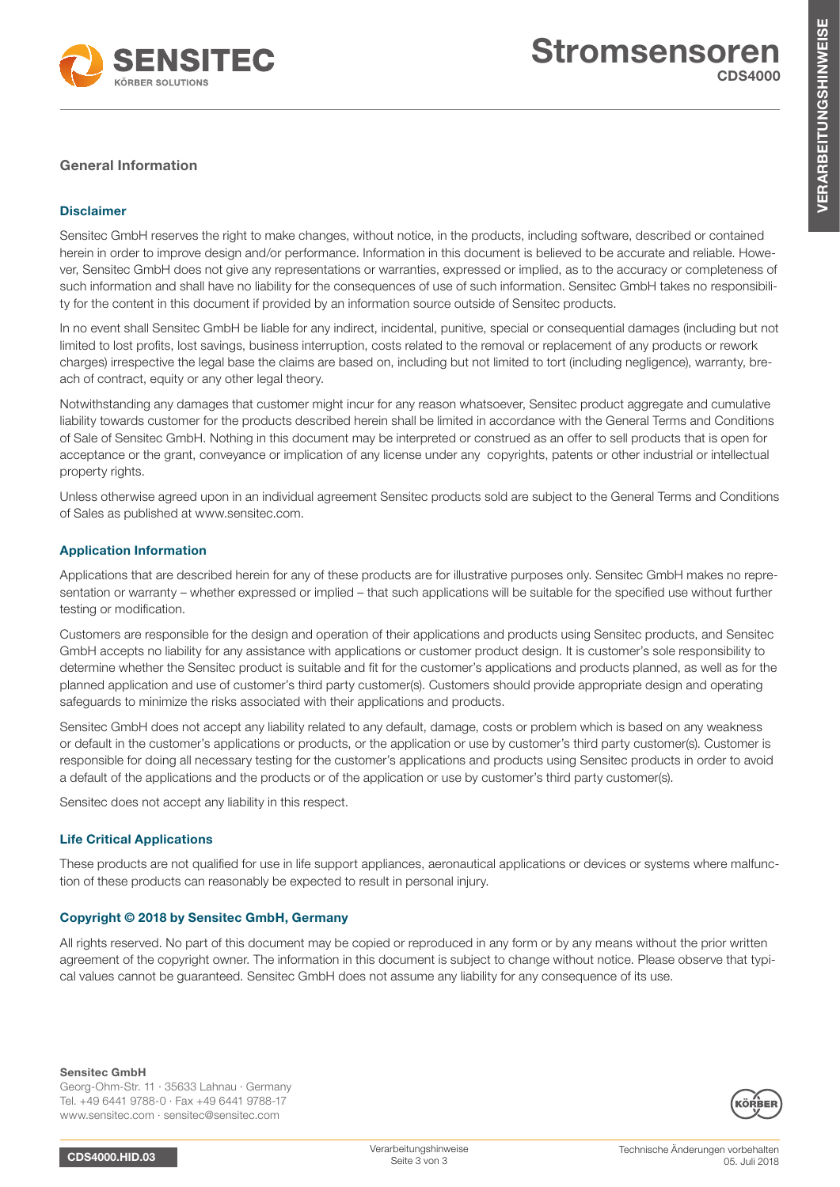## General Information

### Disclaimer

Sensitec GmbH reserves the right to make changes, without notice, in the products, including software, described or contained herein in order to improve design and/or performance. Information in this document is believed to be accurate and reliable. However, Sensitec GmbH does not give any representations or warranties, expressed or implied, as to the accuracy or completeness of such information and shall have no liability for the consequences of use of such information. Sensitec GmbH takes no responsibility for the content in this document if provided by an information source outside of Sensitec products.

In no event shall Sensitec GmbH be liable for any indirect, incidental, punitive, special or consequential damages (including but not limited to lost profits, lost savings, business interruption, costs related to the removal or replacement of any products or rework charges) irrespective the legal base the claims are based on, including but not limited to tort (including negligence), warranty, breach of contract, equity or any other legal theory.

Notwithstanding any damages that customer might incur for any reason whatsoever, Sensitec product aggregate and cumulative liability towards customer for the products described herein shall be limited in accordance with the General Terms and Conditions of Sale of Sensitec GmbH. Nothing in this document may be interpreted or construed as an offer to sell products that is open for acceptance or the grant, conveyance or implication of any license under any copyrights, patents or other industrial or intellectual property rights.

Unless otherwise agreed upon in an individual agreement Sensitec products sold are subject to the General Terms and Conditions of Sales as published at www.sensitec.com.

### Application Information

Applications that are described herein for any of these products are for illustrative purposes only. Sensitec GmbH makes no representation or warranty – whether expressed or implied – that such applications will be suitable for the specified use without further testing or modification.

Customers are responsible for the design and operation of their applications and products using Sensitec products, and Sensitec GmbH accepts no liability for any assistance with applications or customer product design. It is customer's sole responsibility to determine whether the Sensitec product is suitable and fit for the customer's applications and products planned, as well as for the planned application and use of customer's third party customer(s). Customers should provide appropriate design and operating safeguards to minimize the risks associated with their applications and products.

Sensitec GmbH does not accept any liability related to any default, damage, costs or problem which is based on any weakness or default in the customer's applications or products, or the application or use by customer's third party customer(s). Customer is responsible for doing all necessary testing for the customer's applications and products using Sensitec products in order to avoid a default of the applications and the products or of the application or use by customer's third party customer(s).

Sensitec does not accept any liability in this respect.

### Life Critical Applications

These products are not qualified for use in life support appliances, aeronautical applications or devices or systems where malfunction of these products can reasonably be expected to result in personal injury.

### Copyright © 2018 by Sensitec GmbH, Germany

All rights reserved. No part of this document may be copied or reproduced in any form or by any means without the prior written agreement of the copyright owner. The information in this document is subject to change without notice. Please observe that typical values cannot be guaranteed. Sensitec GmbH does not assume any liability for any consequence of its use.

**Sensitec GmbH**
Georg-Ohm-Str. 11 · 35633 Lahnau · Germany
Tel. +49 6441 9788-0 · Fax +49 6441 9788-17
www.sensitec.com · sensitec@sensitec.com